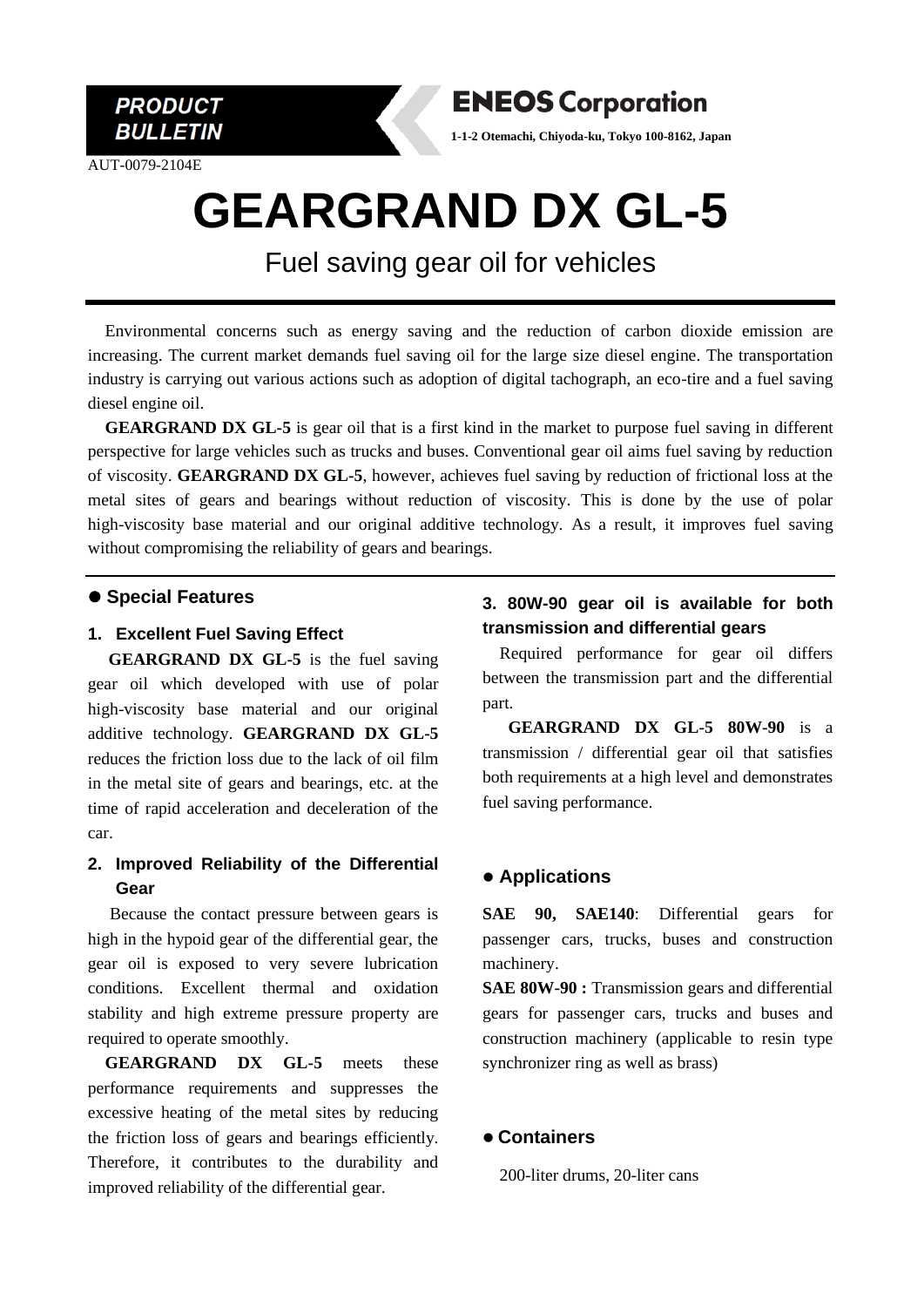PRODUCT BULLETIN

**ENEOS Corporation**

**1-1-2 Otemachi, Chiyoda-ku, Tokyo 100-8162, Japan**

AUT-0079-2104E

# GEARGRAND DX GL-5

## Fuel saving gear oil for vehicles

Environmental concerns such as energy saving and the reduction of carbon dioxide emission are increasing. The current market demands fuel saving oil for the large size diesel engine. The transportation industry is carrying out various actions such as adoption of digital tachograph, an eco-tire and a fuel saving diesel engine oil.

**GEARGRAND DX GL-5** is gear oil that is a first kind in the market to purpose fuel saving in different perspective for large vehicles such as trucks and buses. Conventional gear oil aims fuel saving by reduction of viscosity. **GEARGRAND DX GL-5**, however, achieves fuel saving by reduction of frictional loss at the metal sites of gears and bearings without reduction of viscosity. This is done by the use of polar high-viscosity base material and our original additive technology. As a result, it improves fuel saving without compromising the reliability of gears and bearings.

## ● Special Features

### 1. Excellent Fuel Saving Effect

**GEARGRAND DX GL-5** is the fuel saving gear oil which developed with use of polar high-viscosity base material and our original additive technology. **GEARGRAND DX GL-5** reduces the friction loss due to the lack of oil film in the metal site of gears and bearings, etc. at the time of rapid acceleration and deceleration of the car.

### 2. Improved Reliability of the Differential Gear

Because the contact pressure between gears is high in the hypoid gear of the differential gear, the gear oil is exposed to very severe lubrication conditions. Excellent thermal and oxidation stability and high extreme pressure property are required to operate smoothly.

**GEARGRAND DX GL-5** meets these performance requirements and suppresses the excessive heating of the metal sites by reducing the friction loss of gears and bearings efficiently. Therefore, it contributes to the durability and improved reliability of the differential gear.

### 3. 80W-90 gear oil is available for both transmission and differential gears

Required performance for gear oil differs between the transmission part and the differential part.

**GEARGRAND DX GL-5 80W-90** is a transmission / differential gear oil that satisfies both requirements at a high level and demonstrates fuel saving performance.

## ● Applications

**SAE 90, SAE140**: Differential gears for passenger cars, trucks, buses and construction machinery.

**SAE 80W-90 :** Transmission gears and differential gears for passenger cars, trucks and buses and construction machinery (applicable to resin type synchronizer ring as well as brass)

## ● Containers

200-liter drums, 20-liter cans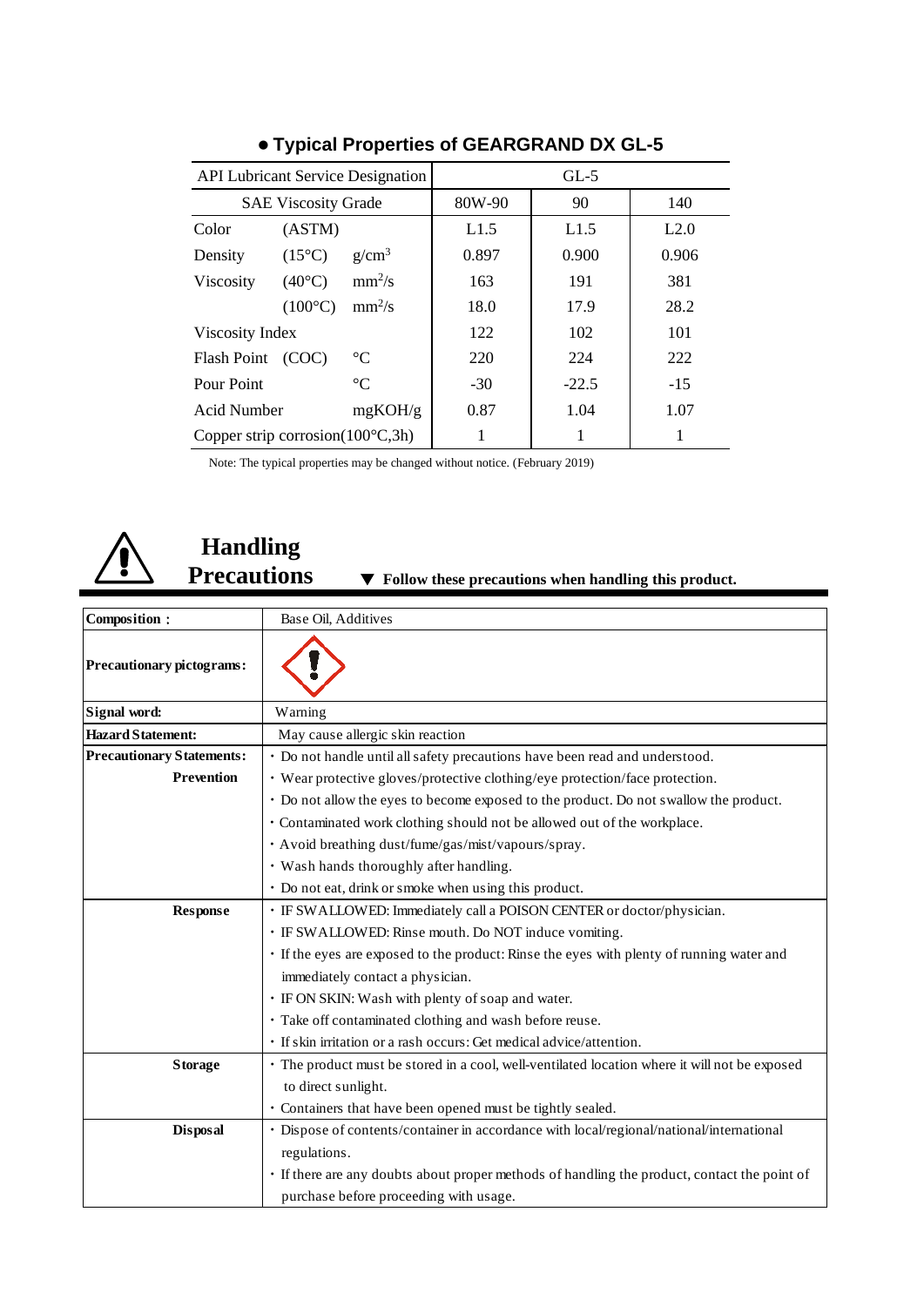## ● Typical Properties of GEARGRAND DX GL-5

| API Lubricant Service Designation | | | GL-5 | | |
|---|---|---|---|---|---|
| SAE Viscosity Grade | | | 80W-90 | 90 | 140 |
| Color | (ASTM) | | L1.5 | L1.5 | L2.0 |
| Density | (15°C) | $g/cm^3$ | 0.897 | 0.900 | 0.906 |
| Viscosity | (40°C) | $mm^2/s$ | 163 | 191 | 381 |
| | (100°C) | $mm^2/s$ | 18.0 | 17.9 | 28.2 |
| Viscosity Index | | | 122 | 102 | 101 |
| Flash Point | (COC) | °C | 220 | 224 | 222 |
| Pour Point | | °C | -30 | -22.5 | -15 |
| Acid Number | | mgKOH/g | 0.87 | 1.04 | 1.07 |
| Copper strip corrosion(100°C,3h) | | | 1 | 1 | 1 |

Note: The typical properties may be changed without notice. (February 2019)

## Handling Precautions

▼ **Follow these precautions when handling this product.**

| | |
|---|---|
| **Composition：** | Base Oil, Additives |
| **Precautionary pictograms:** | |
| **Signal word:** | Warning |
| **Hazard Statement:** | May cause allergic skin reaction |
| **Precautionary Statements:** **Prevention** | ・Do not handle until all safety precautions have been read and understood.<br>・Wear protective gloves/protective clothing/eye protection/face protection.<br>・Do not allow the eyes to become exposed to the product. Do not swallow the product.<br>・Contaminated work clothing should not be allowed out of the workplace.<br>・Avoid breathing dust/fume/gas/mist/vapours/spray.<br>・Wash hands thoroughly after handling.<br>・Do not eat, drink or smoke when using this product. |
| **Response** | ・IF SWALLOWED: Immediately call a POISON CENTER or doctor/physician.<br>・IF SWALLOWED: Rinse mouth. Do NOT induce vomiting.<br>・If the eyes are exposed to the product: Rinse the eyes with plenty of running water and immediately contact a physician.<br>・IF ON SKIN: Wash with plenty of soap and water.<br>・Take off contaminated clothing and wash before reuse.<br>・If skin irritation or a rash occurs: Get medical advice/attention. |
| **Storage** | ・The product must be stored in a cool, well-ventilated location where it will not be exposed to direct sunlight.<br>・Containers that have been opened must be tightly sealed. |
| **Disposal** | ・Dispose of contents/container in accordance with local/regional/national/international regulations.<br>・If there are any doubts about proper methods of handling the product, contact the point of purchase before proceeding with usage. |